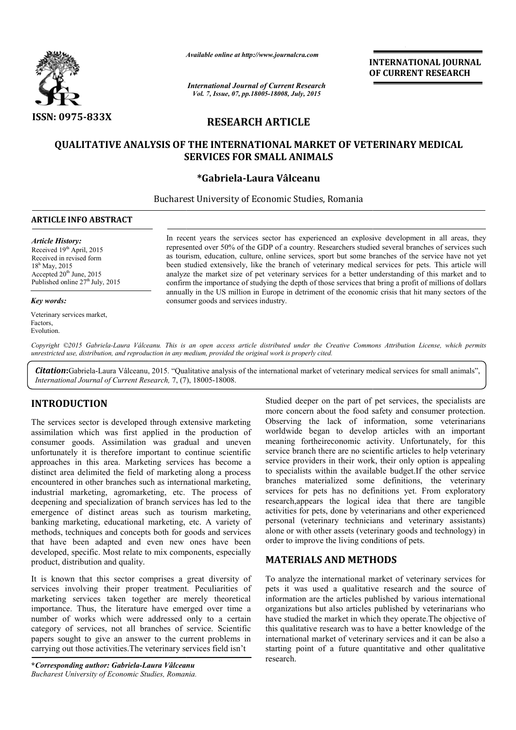*Available online at http://www.journalcra.com*

*International Journal of Current Research*
*Vol. 7, Issue, 07, pp.18005-18008, July, 2015*

**INTERNATIONAL JOURNAL OF CURRENT RESEARCH**

**ISSN: 0975-833X**

## RESEARCH ARTICLE

# QUALITATIVE ANALYSIS OF THE INTERNATIONAL MARKET OF VETERINARY MEDICAL SERVICES FOR SMALL ANIMALS

**\*Gabriela-Laura Vâlceanu**

Bucharest University of Economic Studies, Romania

**ARTICLE INFO**

*Article History:*
Received 19th April, 2015
Received in revised form
18th May, 2015
Accepted 20th June, 2015
Published online 27th July, 2015

*Key words:*
Veterinary services market,
Factors,
Evolution.

**ABSTRACT**

In recent years the services sector has experienced an explosive development in all areas, they represented over 50% of the GDP of a country. Researchers studied several branches of services such as tourism, education, culture, online services, sport but some branches of the service have not yet been studied extensively, like the branch of veterinary medical services for pets. This article will analyze the market size of pet veterinary services for a better understanding of this market and to confirm the importance of studying the depth of those services that bring a profit of millions of dollars annually in the US million in Europe in detriment of the economic crisis that hit many sectors of the consumer goods and services industry.

*Copyright ©2015 Gabriela-Laura Vâlceanu. This is an open access article distributed under the Creative Commons Attribution License, which permits unrestricted use, distribution, and reproduction in any medium, provided the original work is properly cited.*

***Citation*:**Gabriela-Laura Vâlceanu, 2015. "Qualitative analysis of the international market of veterinary medical services for small animals", *International Journal of Current Research*, 7, (7), 18005-18008.

## INTRODUCTION

The services sector is developed through extensive marketing assimilation which was first applied in the production of consumer goods. Assimilation was gradual and uneven unfortunately it is therefore important to continue scientific approaches in this area. Marketing services has become a distinct area delimited the field of marketing along a process encountered in other branches such as international marketing, industrial marketing, agromarketing, etc. The process of deepening and specialization of branch services has led to the emergence of distinct areas such as tourism marketing, banking marketing, educational marketing, etc. A variety of methods, techniques and concepts both for goods and services that have been adapted and even new ones have been developed, specific. Most relate to mix components, especially product, distribution and quality.

It is known that this sector comprises a great diversity of services involving their proper treatment. Peculiarities of marketing services taken together are merely theoretical importance. Thus, the literature have emerged over time a number of works which were addressed only to a certain category of services, not all branches of service. Scientific papers sought to give an answer to the current problems in carrying out those activities.The veterinary services field isn't Studied deeper on the part of pet services, the specialists are more concern about the food safety and consumer protection. Observing the lack of information, some veterinarians worldwide began to develop articles with an important meaning fortheireconomic activity. Unfortunately, for this service branch there are no scientific articles to help veterinary service providers in their work, their only option is appealing to specialists within the available budget.If the other service branches materialized some definitions, the veterinary services for pets has no definitions yet. From exploratory research,appears the logical idea that there are tangible activities for pets, done by veterinarians and other experienced personal (veterinary technicians and veterinary assistants) alone or with other assets (veterinary goods and technology) in order to improve the living conditions of pets.

## MATERIALS AND METHODS

To analyze the international market of veterinary services for pets it was used a qualitative research and the source of information are the articles published by various international organizations but also articles published by veterinarians who have studied the market in which they operate.The objective of this qualitative research was to have a better knowledge of the international market of veterinary services and it can be also a starting point of a future quantitative and other qualitative research.

**\*Corresponding author: Gabriela-Laura Vâlceanu**
*Bucharest University of Economic Studies, Romania.*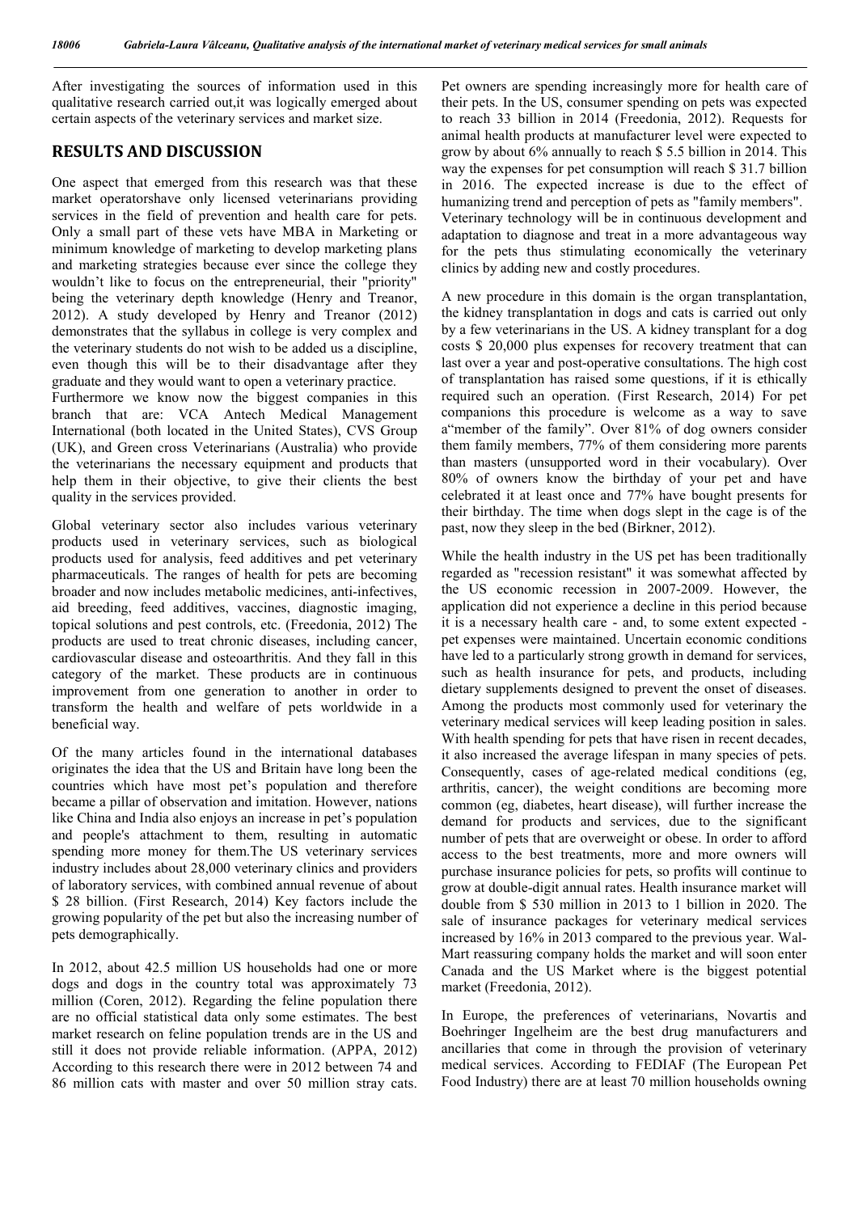After investigating the sources of information used in this qualitative research carried out,it was logically emerged about certain aspects of the veterinary services and market size.

## RESULTS AND DISCUSSION

One aspect that emerged from this research was that these market operatorshave only licensed veterinarians providing services in the field of prevention and health care for pets. Only a small part of these vets have MBA in Marketing or minimum knowledge of marketing to develop marketing plans and marketing strategies because ever since the college they wouldn't like to focus on the entrepreneurial, their "priority" being the veterinary depth knowledge (Henry and Treanor, 2012). A study developed by Henry and Treanor (2012) demonstrates that the syllabus in college is very complex and the veterinary students do not wish to be added us a discipline, even though this will be to their disadvantage after they graduate and they would want to open a veterinary practice.

Furthermore we know now the biggest companies in this branch that are: VCA Antech Medical Management International (both located in the United States), CVS Group (UK), and Green cross Veterinarians (Australia) who provide the veterinarians the necessary equipment and products that help them in their objective, to give their clients the best quality in the services provided.

Global veterinary sector also includes various veterinary products used in veterinary services, such as biological products used for analysis, feed additives and pet veterinary pharmaceuticals. The ranges of health for pets are becoming broader and now includes metabolic medicines, anti-infectives, aid breeding, feed additives, vaccines, diagnostic imaging, topical solutions and pest controls, etc. (Freedonia, 2012) The products are used to treat chronic diseases, including cancer, cardiovascular disease and osteoarthritis. And they fall in this category of the market. These products are in continuous improvement from one generation to another in order to transform the health and welfare of pets worldwide in a beneficial way.

Of the many articles found in the international databases originates the idea that the US and Britain have long been the countries which have most pet's population and therefore became a pillar of observation and imitation. However, nations like China and India also enjoys an increase in pet's population and people's attachment to them, resulting in automatic spending more money for them.The US veterinary services industry includes about 28,000 veterinary clinics and providers of laboratory services, with combined annual revenue of about $ 28 billion. (First Research, 2014) Key factors include the growing popularity of the pet but also the increasing number of pets demographically.

In 2012, about 42.5 million US households had one or more dogs and dogs in the country total was approximately 73 million (Coren, 2012). Regarding the feline population there are no official statistical data only some estimates. The best market research on feline population trends are in the US and still it does not provide reliable information. (APPA, 2012) According to this research there were in 2012 between 74 and 86 million cats with master and over 50 million stray cats. Pet owners are spending increasingly more for health care of their pets. In the US, consumer spending on pets was expected to reach 33 billion in 2014 (Freedonia, 2012). Requests for animal health products at manufacturer level were expected to grow by about 6% annually to reach $ 5.5 billion in 2014. This way the expenses for pet consumption will reach $ 31.7 billion in 2016. The expected increase is due to the effect of humanizing trend and perception of pets as "family members". Veterinary technology will be in continuous development and adaptation to diagnose and treat in a more advantageous way for the pets thus stimulating economically the veterinary clinics by adding new and costly procedures.

A new procedure in this domain is the organ transplantation, the kidney transplantation in dogs and cats is carried out only by a few veterinarians in the US. A kidney transplant for a dog costs $ 20,000 plus expenses for recovery treatment that can last over a year and post-operative consultations. The high cost of transplantation has raised some questions, if it is ethically required such an operation. (First Research, 2014) For pet companions this procedure is welcome as a way to save a"member of the family". Over 81% of dog owners consider them family members, 77% of them considering more parents than masters (unsupported word in their vocabulary). Over 80% of owners know the birthday of your pet and have celebrated it at least once and 77% have bought presents for their birthday. The time when dogs slept in the cage is of the past, now they sleep in the bed (Birkner, 2012).

While the health industry in the US pet has been traditionally regarded as "recession resistant" it was somewhat affected by the US economic recession in 2007-2009. However, the application did not experience a decline in this period because it is a necessary health care - and, to some extent expected - pet expenses were maintained. Uncertain economic conditions have led to a particularly strong growth in demand for services, such as health insurance for pets, and products, including dietary supplements designed to prevent the onset of diseases. Among the products most commonly used for veterinary the veterinary medical services will keep leading position in sales. With health spending for pets that have risen in recent decades, it also increased the average lifespan in many species of pets. Consequently, cases of age-related medical conditions (eg, arthritis, cancer), the weight conditions are becoming more common (eg, diabetes, heart disease), will further increase the demand for products and services, due to the significant number of pets that are overweight or obese. In order to afford access to the best treatments, more and more owners will purchase insurance policies for pets, so profits will continue to grow at double-digit annual rates. Health insurance market will double from $ 530 million in 2013 to 1 billion in 2020. The sale of insurance packages for veterinary medical services increased by 16% in 2013 compared to the previous year. Wal-Mart reassuring company holds the market and will soon enter Canada and the US Market where is the biggest potential market (Freedonia, 2012).

In Europe, the preferences of veterinarians, Novartis and Boehringer Ingelheim are the best drug manufacturers and ancillaries that come in through the provision of veterinary medical services. According to FEDIAF (The European Pet Food Industry) there are at least 70 million households owning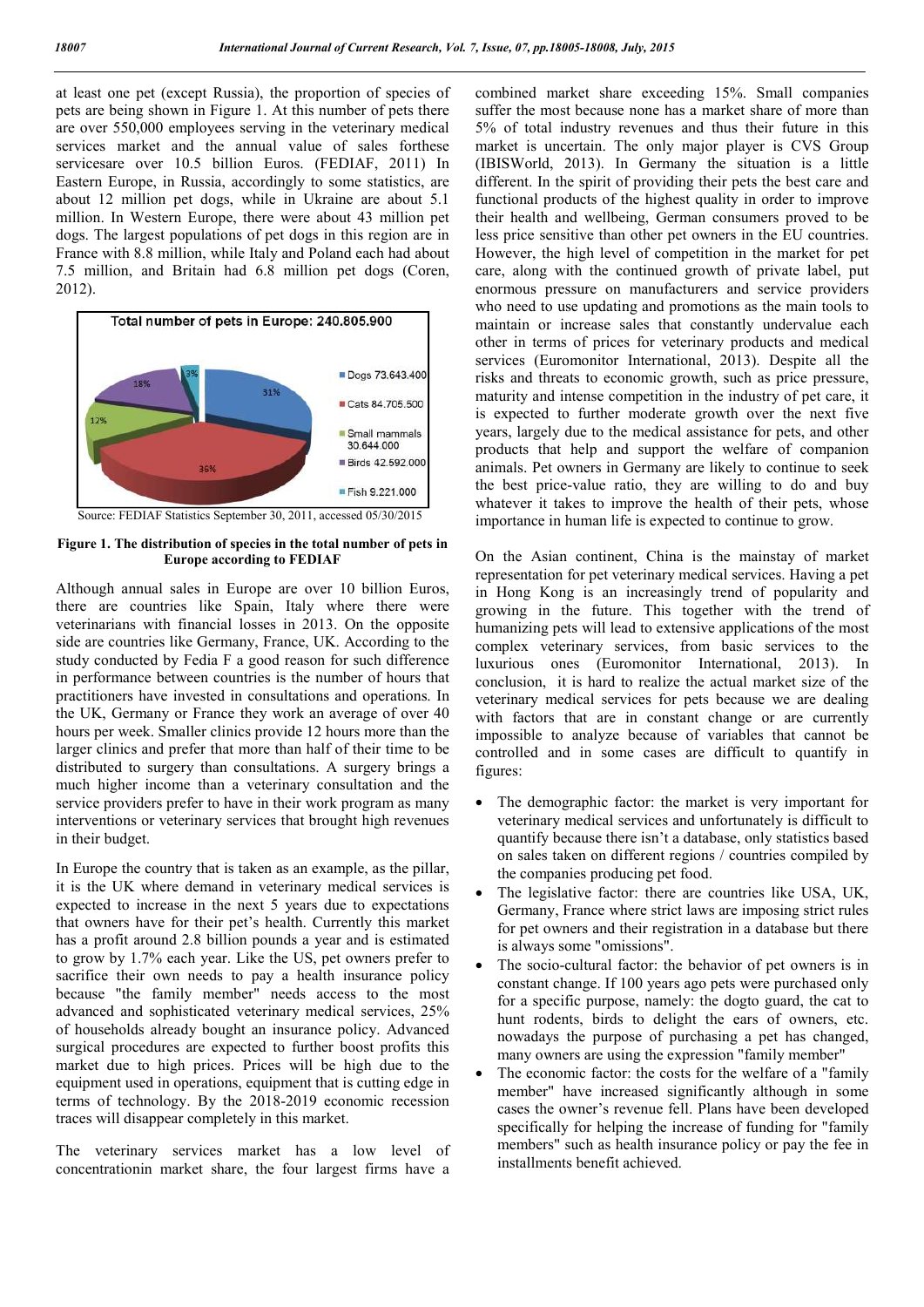at least one pet (except Russia), the proportion of species of pets are being shown in Figure 1. At this number of pets there are over 550,000 employees serving in the veterinary medical services market and the annual value of sales forthese servicesare over 10.5 billion Euros. (FEDIAF, 2011) In Eastern Europe, in Russia, accordingly to some statistics, are about 12 million pet dogs, while in Ukraine are about 5.1 million. In Western Europe, there were about 43 million pet dogs. The largest populations of pet dogs in this region are in France with 8.8 million, while Italy and Poland each had about 7.5 million, and Britain had 6.8 million pet dogs (Coren, 2012).

Source: FEDIAF Statistics September 30, 2011, accessed 05/30/2015

**Figure 1. The distribution of species in the total number of pets in Europe according to FEDIAF**

Although annual sales in Europe are over 10 billion Euros, there are countries like Spain, Italy where there were veterinarians with financial losses in 2013. On the opposite side are countries like Germany, France, UK. According to the study conducted by Fedia F a good reason for such difference in performance between countries is the number of hours that practitioners have invested in consultations and operations. In the UK, Germany or France they work an average of over 40 hours per week. Smaller clinics provide 12 hours more than the larger clinics and prefer that more than half of their time to be distributed to surgery than consultations. A surgery brings a much higher income than a veterinary consultation and the service providers prefer to have in their work program as many interventions or veterinary services that brought high revenues in their budget.

In Europe the country that is taken as an example, as the pillar, it is the UK where demand in veterinary medical services is expected to increase in the next 5 years due to expectations that owners have for their pet's health. Currently this market has a profit around 2.8 billion pounds a year and is estimated to grow by 1.7% each year. Like the US, pet owners prefer to sacrifice their own needs to pay a health insurance policy because "the family member" needs access to the most advanced and sophisticated veterinary medical services, 25% of households already bought an insurance policy. Advanced surgical procedures are expected to further boost profits this market due to high prices. Prices will be high due to the equipment used in operations, equipment that is cutting edge in terms of technology. By the 2018-2019 economic recession traces will disappear completely in this market.

The veterinary services market has a low level of concentrationin market share, the four largest firms have a combined market share exceeding 15%. Small companies suffer the most because none has a market share of more than 5% of total industry revenues and thus their future in this market is uncertain. The only major player is CVS Group (IBISWorld, 2013). In Germany the situation is a little different. In the spirit of providing their pets the best care and functional products of the highest quality in order to improve their health and wellbeing, German consumers proved to be less price sensitive than other pet owners in the EU countries. However, the high level of competition in the market for pet care, along with the continued growth of private label, put enormous pressure on manufacturers and service providers who need to use updating and promotions as the main tools to maintain or increase sales that constantly undervalue each other in terms of prices for veterinary products and medical services (Euromonitor International, 2013). Despite all the risks and threats to economic growth, such as price pressure, maturity and intense competition in the industry of pet care, it is expected to further moderate growth over the next five years, largely due to the medical assistance for pets, and other products that help and support the welfare of companion animals. Pet owners in Germany are likely to continue to seek the best price-value ratio, they are willing to do and buy whatever it takes to improve the health of their pets, whose importance in human life is expected to continue to grow.

On the Asian continent, China is the mainstay of market representation for pet veterinary medical services. Having a pet in Hong Kong is an increasingly trend of popularity and growing in the future. This together with the trend of humanizing pets will lead to extensive applications of the most complex veterinary services, from basic services to the luxurious ones (Euromonitor International, 2013). In conclusion, it is hard to realize the actual market size of the veterinary medical services for pets because we are dealing with factors that are in constant change or are currently impossible to analyze because of variables that cannot be controlled and in some cases are difficult to quantify in figures:

- The demographic factor: the market is very important for veterinary medical services and unfortunately is difficult to quantify because there isn't a database, only statistics based on sales taken on different regions / countries compiled by the companies producing pet food.
- The legislative factor: there are countries like USA, UK, Germany, France where strict laws are imposing strict rules for pet owners and their registration in a database but there is always some "omissions".
- The socio-cultural factor: the behavior of pet owners is in constant change. If 100 years ago pets were purchased only for a specific purpose, namely: the dogto guard, the cat to hunt rodents, birds to delight the ears of owners, etc. nowadays the purpose of purchasing a pet has changed, many owners are using the expression "family member"
- The economic factor: the costs for the welfare of a "family member" have increased significantly although in some cases the owner's revenue fell. Plans have been developed specifically for helping the increase of funding for "family members" such as health insurance policy or pay the fee in installments benefit achieved.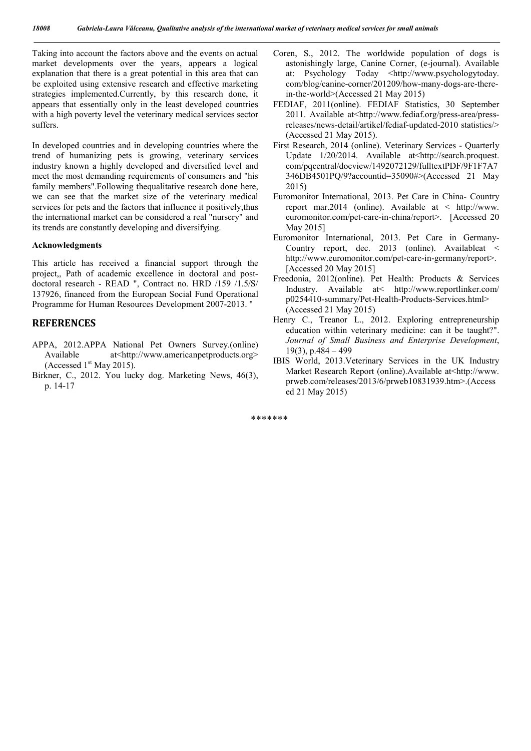Taking into account the factors above and the events on actual market developments over the years, appears a logical explanation that there is a great potential in this area that can be exploited using extensive research and effective marketing strategies implemented.Currently, by this research done, it appears that essentially only in the least developed countries with a high poverty level the veterinary medical services sector suffers.

In developed countries and in developing countries where the trend of humanizing pets is growing, veterinary services industry known a highly developed and diversified level and meet the most demanding requirements of consumers and "his family members".Following thequalitative research done here, we can see that the market size of the veterinary medical services for pets and the factors that influence it positively,thus the international market can be considered a real "nursery" and its trends are constantly developing and diversifying.

### Acknowledgments

This article has received a financial support through the project,, Path of academic excellence in doctoral and post-doctoral research - READ ", Contract no. HRD /159 /1.5/S/ 137926, financed from the European Social Fund Operational Programme for Human Resources Development 2007-2013. "

## REFERENCES

- APPA, 2012.APPA National Pet Owners Survey.(online) Available at<http://www.americanpetproducts.org> (Accessed 1st May 2015).
- Birkner, C., 2012. You lucky dog. Marketing News, 46(3), p. 14-17
- Coren, S., 2012. The worldwide population of dogs is astonishingly large, Canine Corner, (e-journal). Available at: Psychology Today <http://www.psychologytoday.com/blog/canine-corner/201209/how-many-dogs-are-there-in-the-world>(Accessed 21 May 2015)
- FEDIAF, 2011(online). FEDIAF Statistics, 30 September 2011. Available at<http://www.fediaf.org/press-area/press-releases/news-detail/artikel/fediaf-updated-2010 statistics/> (Accessed 21 May 2015).
- First Research, 2014 (online). Veterinary Services - Quarterly Update 1/20/2014. Available at<http://search.proquest.com/pqcentral/docview/1492072129/fulltextPDF/9F1F7A7346DB4501PQ/9?accountid=35090#>(Accessed 21 May 2015)
- Euromonitor International, 2013. Pet Care in China- Country report mar.2014 (online). Available at < http://www.euromonitor.com/pet-care-in-china/report>. [Accessed 20 May 2015]
- Euromonitor International, 2013. Pet Care in Germany- Country report, dec. 2013 (online). Availableat < http://www.euromonitor.com/pet-care-in-germany/report>. [Accessed 20 May 2015]
- Freedonia, 2012(online). Pet Health: Products & Services Industry. Available at< http://www.reportlinker.com/p0254410-summary/Pet-Health-Products-Services.html> (Accessed 21 May 2015)
- Henry C., Treanor L., 2012. Exploring entrepreneurship education within veterinary medicine: can it be taught?". *Journal of Small Business and Enterprise Development*, 19(3), p.484 – 499
- IBIS World, 2013.Veterinary Services in the UK Industry Market Research Report (online).Available at<http://www.prweb.com/releases/2013/6/prweb10831939.htm>.(Accessed 21 May 2015)

*******